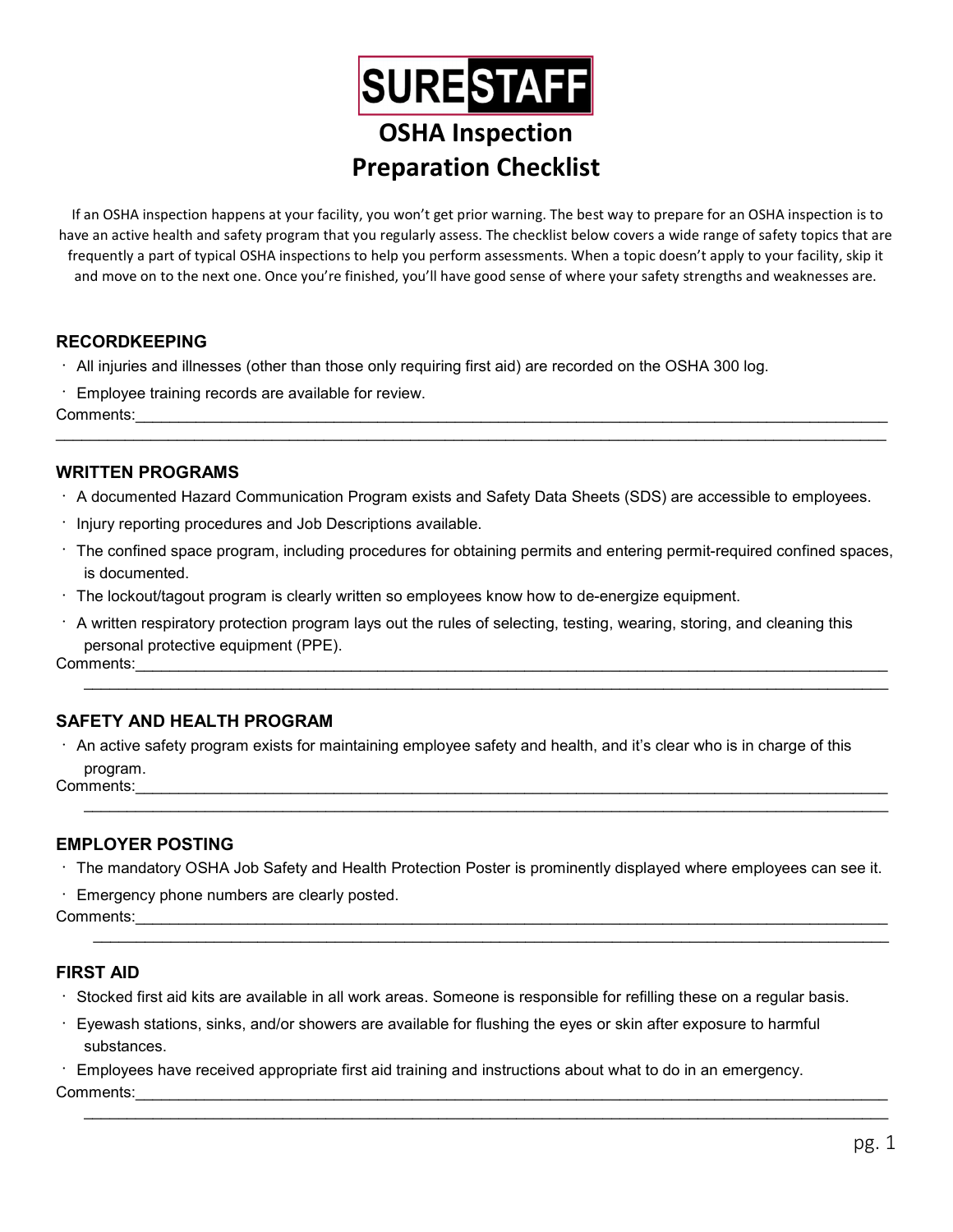SURESTAFF

# OSHA Inspection Preparation Checklist

If an OSHA inspection happens at your facility, you won't get prior warning. The best way to prepare for an OSHA inspection is to have an active health and safety program that you regularly assess. The checklist below covers a wide range of safety topics that are frequently a part of typical OSHA inspections to help you perform assessments. When a topic doesn't apply to your facility, skip it and move on to the next one. Once you're finished, you'll have good sense of where your safety strengths and weaknesses are.

## RECORDKEEPING

- All injuries and illnesses (other than those only requiring first aid) are recorded on the OSHA 300 log.
- Employee training records are available for review.

Comments:________________________________________________________________________________________

__________________________________________________________________________________________________

## WRITTEN PROGRAMS

- A documented Hazard Communication Program exists and Safety Data Sheets (SDS) are accessible to employees.
- Injury reporting procedures and Job Descriptions available.
- The confined space program, including procedures for obtaining permits and entering permit-required confined spaces, is documented.
- The lockout/tagout program is clearly written so employees know how to de-energize equipment.
- A written respiratory protection program lays out the rules of selecting, testing, wearing, storing, and cleaning this personal protective equipment (PPE).

Comments:________________________________________________________________________________________

__________________________________________________________________________________________________

## SAFETY AND HEALTH PROGRAM

- An active safety program exists for maintaining employee safety and health, and it's clear who is in charge of this program.

Comments:________________________________________________________________________________________

__________________________________________________________________________________________________

## EMPLOYER POSTING

- The mandatory OSHA Job Safety and Health Protection Poster is prominently displayed where employees can see it.
- Emergency phone numbers are clearly posted.

Comments:________________________________________________________________________________________

__________________________________________________________________________________________________

## FIRST AID

- Stocked first aid kits are available in all work areas. Someone is responsible for refilling these on a regular basis.
- Eyewash stations, sinks, and/or showers are available for flushing the eyes or skin after exposure to harmful substances.
- Employees have received appropriate first aid training and instructions about what to do in an emergency.

Comments:________________________________________________________________________________________

__________________________________________________________________________________________________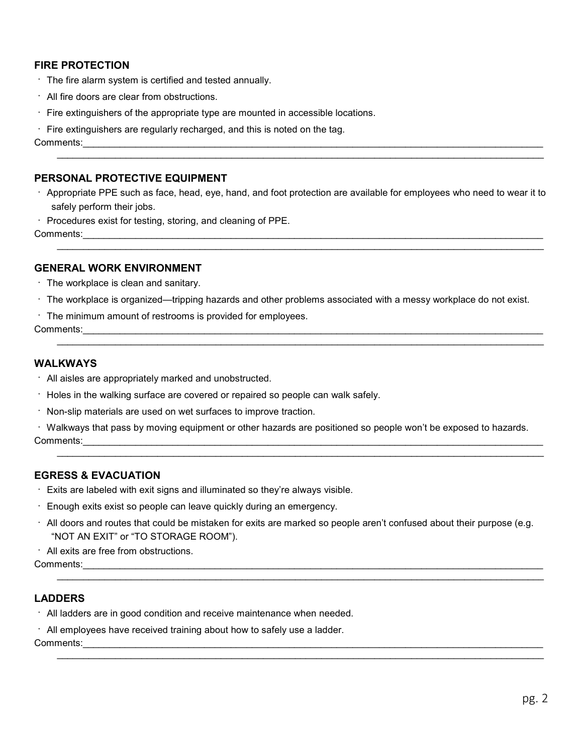## FIRE PROTECTION

- The fire alarm system is certified and tested annually.
- All fire doors are clear from obstructions.
- Fire extinguishers of the appropriate type are mounted in accessible locations.
- Fire extinguishers are regularly recharged, and this is noted on the tag.

Comments:____________________________________________________________________________________________
____________________________________________________________________________________________

## PERSONAL PROTECTIVE EQUIPMENT

- Appropriate PPE such as face, head, eye, hand, and foot protection are available for employees who need to wear it to safely perform their jobs.
- Procedures exist for testing, storing, and cleaning of PPE.

Comments:____________________________________________________________________________________________
____________________________________________________________________________________________

## GENERAL WORK ENVIRONMENT

- The workplace is clean and sanitary.
- The workplace is organized—tripping hazards and other problems associated with a messy workplace do not exist.
- The minimum amount of restrooms is provided for employees.

Comments:____________________________________________________________________________________________
____________________________________________________________________________________________

## WALKWAYS

- All aisles are appropriately marked and unobstructed.
- Holes in the walking surface are covered or repaired so people can walk safely.
- Non-slip materials are used on wet surfaces to improve traction.
- Walkways that pass by moving equipment or other hazards are positioned so people won't be exposed to hazards.

Comments:____________________________________________________________________________________________
____________________________________________________________________________________________

## EGRESS & EVACUATION

- Exits are labeled with exit signs and illuminated so they're always visible.
- Enough exits exist so people can leave quickly during an emergency.
- All doors and routes that could be mistaken for exits are marked so people aren't confused about their purpose (e.g. "NOT AN EXIT" or "TO STORAGE ROOM").
- All exits are free from obstructions.

Comments:____________________________________________________________________________________________
____________________________________________________________________________________________

## LADDERS

- All ladders are in good condition and receive maintenance when needed.
- All employees have received training about how to safely use a ladder.

Comments:____________________________________________________________________________________________
____________________________________________________________________________________________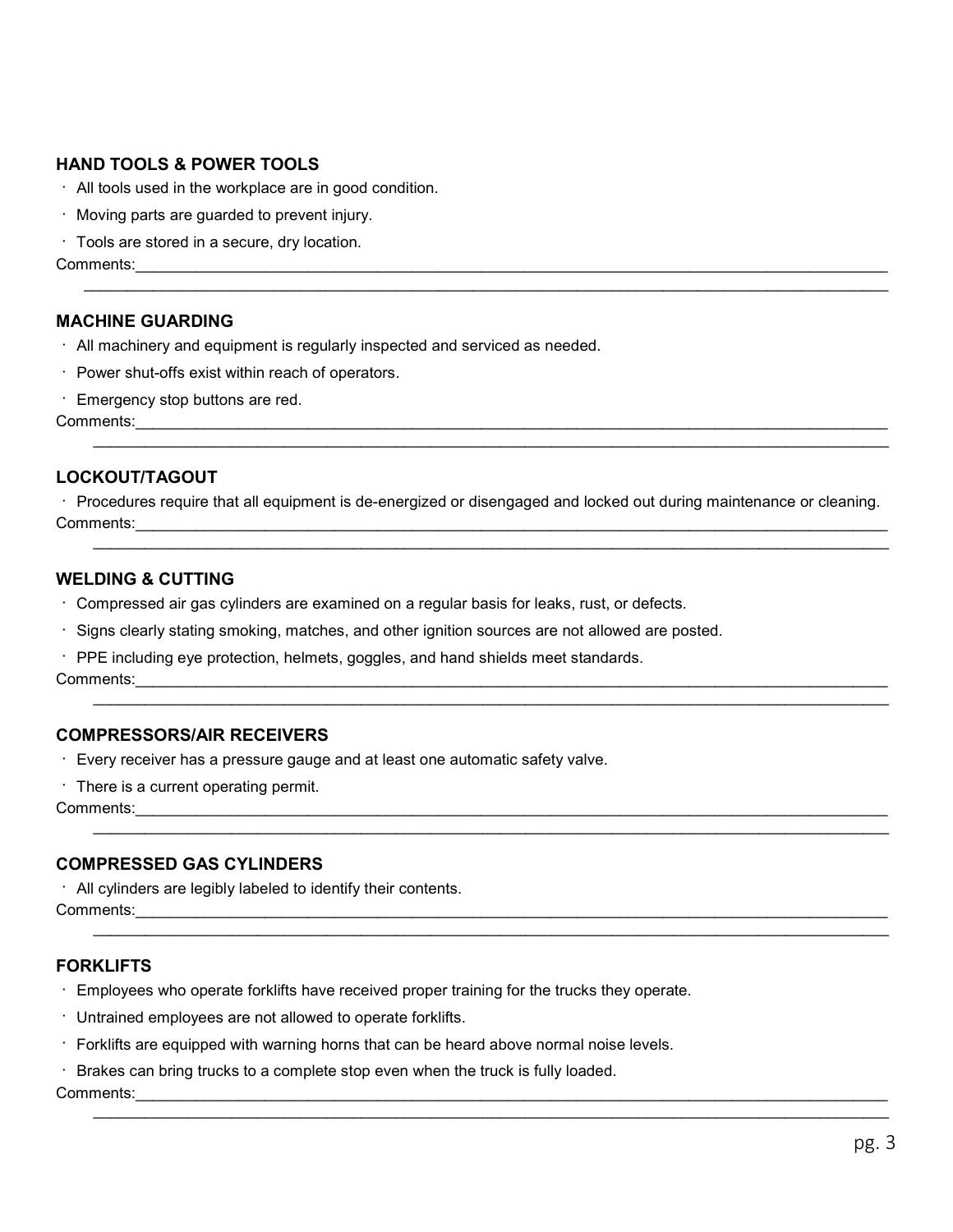### HAND TOOLS & POWER TOOLS

- All tools used in the workplace are in good condition.
- Moving parts are guarded to prevent injury.
- Tools are stored in a secure, dry location.

Comments:________________________________________________________________________________________

_____________________________________________________________________________________________

### MACHINE GUARDING

- All machinery and equipment is regularly inspected and serviced as needed.
- Power shut-offs exist within reach of operators.
- Emergency stop buttons are red.

Comments:________________________________________________________________________________________

_____________________________________________________________________________________________

### LOCKOUT/TAGOUT

- Procedures require that all equipment is de-energized or disengaged and locked out during maintenance or cleaning.

Comments:________________________________________________________________________________________

_____________________________________________________________________________________________

### WELDING & CUTTING

- Compressed air gas cylinders are examined on a regular basis for leaks, rust, or defects.
- Signs clearly stating smoking, matches, and other ignition sources are not allowed are posted.
- PPE including eye protection, helmets, goggles, and hand shields meet standards.

Comments:________________________________________________________________________________________

_____________________________________________________________________________________________

### COMPRESSORS/AIR RECEIVERS

- Every receiver has a pressure gauge and at least one automatic safety valve.
- There is a current operating permit.

Comments:________________________________________________________________________________________

_____________________________________________________________________________________________

### COMPRESSED GAS CYLINDERS

- All cylinders are legibly labeled to identify their contents.

Comments:________________________________________________________________________________________

_____________________________________________________________________________________________

### FORKLIFTS

- Employees who operate forklifts have received proper training for the trucks they operate.
- Untrained employees are not allowed to operate forklifts.
- Forklifts are equipped with warning horns that can be heard above normal noise levels.
- Brakes can bring trucks to a complete stop even when the truck is fully loaded.

Comments:________________________________________________________________________________________

_____________________________________________________________________________________________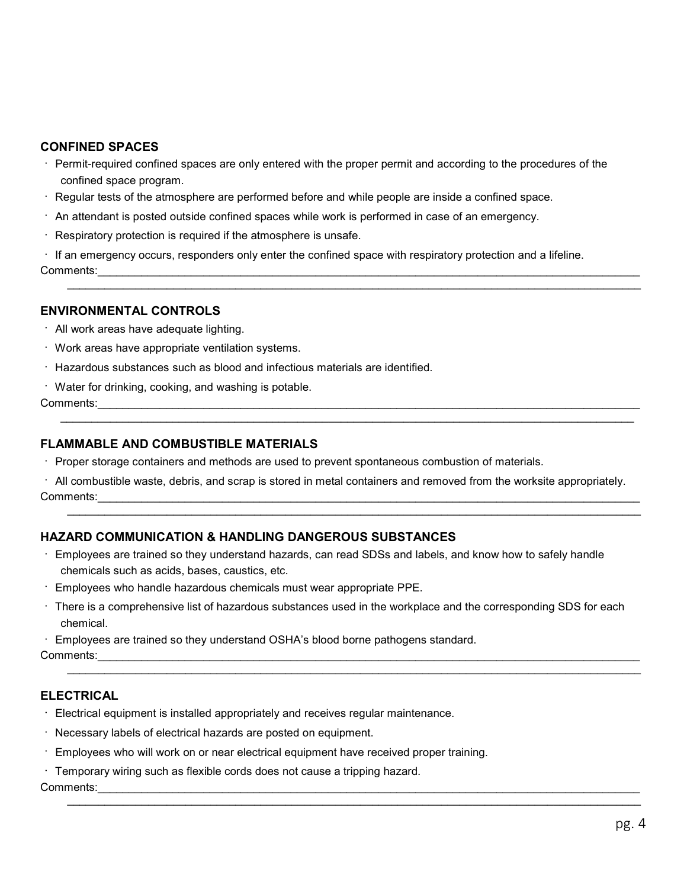## CONFINED SPACES

- Permit-required confined spaces are only entered with the proper permit and according to the procedures of the confined space program.
- Regular tests of the atmosphere are performed before and while people are inside a confined space.
- An attendant is posted outside confined spaces while work is performed in case of an emergency.
- Respiratory protection is required if the atmosphere is unsafe.
- If an emergency occurs, responders only enter the confined space with respiratory protection and a lifeline.

Comments:_______________________________________________________________________________________

_______________________________________________________________________________________

## ENVIRONMENTAL CONTROLS

- All work areas have adequate lighting.
- Work areas have appropriate ventilation systems.
- Hazardous substances such as blood and infectious materials are identified.
- Water for drinking, cooking, and washing is potable.

Comments:_______________________________________________________________________________________

_______________________________________________________________________________________

## FLAMMABLE AND COMBUSTIBLE MATERIALS

- Proper storage containers and methods are used to prevent spontaneous combustion of materials.
- All combustible waste, debris, and scrap is stored in metal containers and removed from the worksite appropriately.

Comments:_______________________________________________________________________________________

_______________________________________________________________________________________

## HAZARD COMMUNICATION & HANDLING DANGEROUS SUBSTANCES

- Employees are trained so they understand hazards, can read SDSs and labels, and know how to safely handle chemicals such as acids, bases, caustics, etc.
- Employees who handle hazardous chemicals must wear appropriate PPE.
- There is a comprehensive list of hazardous substances used in the workplace and the corresponding SDS for each chemical.
- Employees are trained so they understand OSHA's blood borne pathogens standard.

Comments:_______________________________________________________________________________________

_______________________________________________________________________________________

## ELECTRICAL

- Electrical equipment is installed appropriately and receives regular maintenance.
- Necessary labels of electrical hazards are posted on equipment.
- Employees who will work on or near electrical equipment have received proper training.
- Temporary wiring such as flexible cords does not cause a tripping hazard.

Comments:_______________________________________________________________________________________

_______________________________________________________________________________________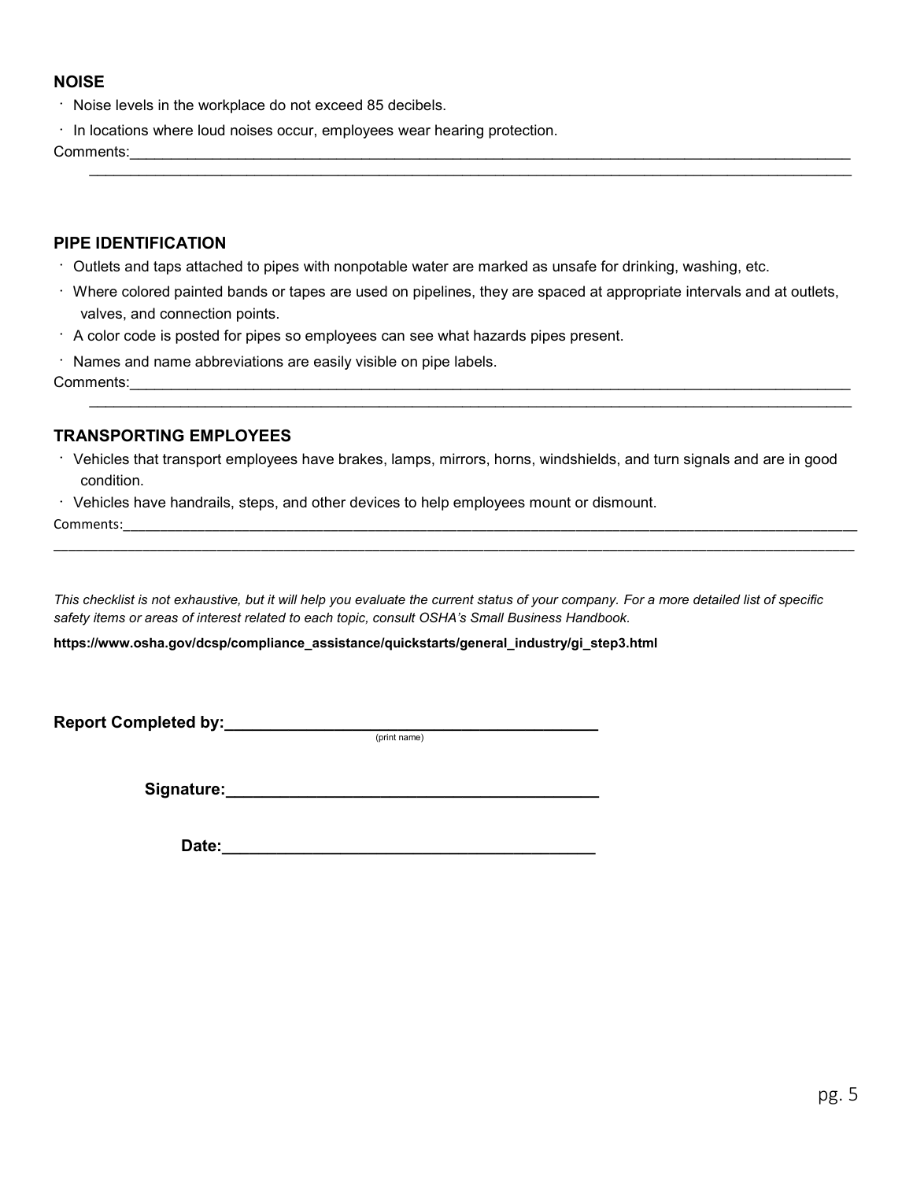### NOISE

- Noise levels in the workplace do not exceed 85 decibels.
- In locations where loud noises occur, employees wear hearing protection.

Comments:______________________________________________________________________________________________
______________________________________________________________________________________________

### PIPE IDENTIFICATION

- Outlets and taps attached to pipes with nonpotable water are marked as unsafe for drinking, washing, etc.
- Where colored painted bands or tapes are used on pipelines, they are spaced at appropriate intervals and at outlets, valves, and connection points.
- A color code is posted for pipes so employees can see what hazards pipes present.
- Names and name abbreviations are easily visible on pipe labels.

Comments:______________________________________________________________________________________________
______________________________________________________________________________________________

### TRANSPORTING EMPLOYEES

- Vehicles that transport employees have brakes, lamps, mirrors, horns, windshields, and turn signals and are in good condition.
- Vehicles have handrails, steps, and other devices to help employees mount or dismount.

Comments:______________________________________________________________________________________________
______________________________________________________________________________________________

*This checklist is not exhaustive, but it will help you evaluate the current status of your company. For a more detailed list of specific safety items or areas of interest related to each topic, consult OSHA's Small Business Handbook.*

**https://www.osha.gov/dcsp/compliance_assistance/quickstarts/general_industry/gi_step3.html**

**Report Completed by:__________________________________________**
(print name)

**Signature:__________________________________________**

**Date:__________________________________________**